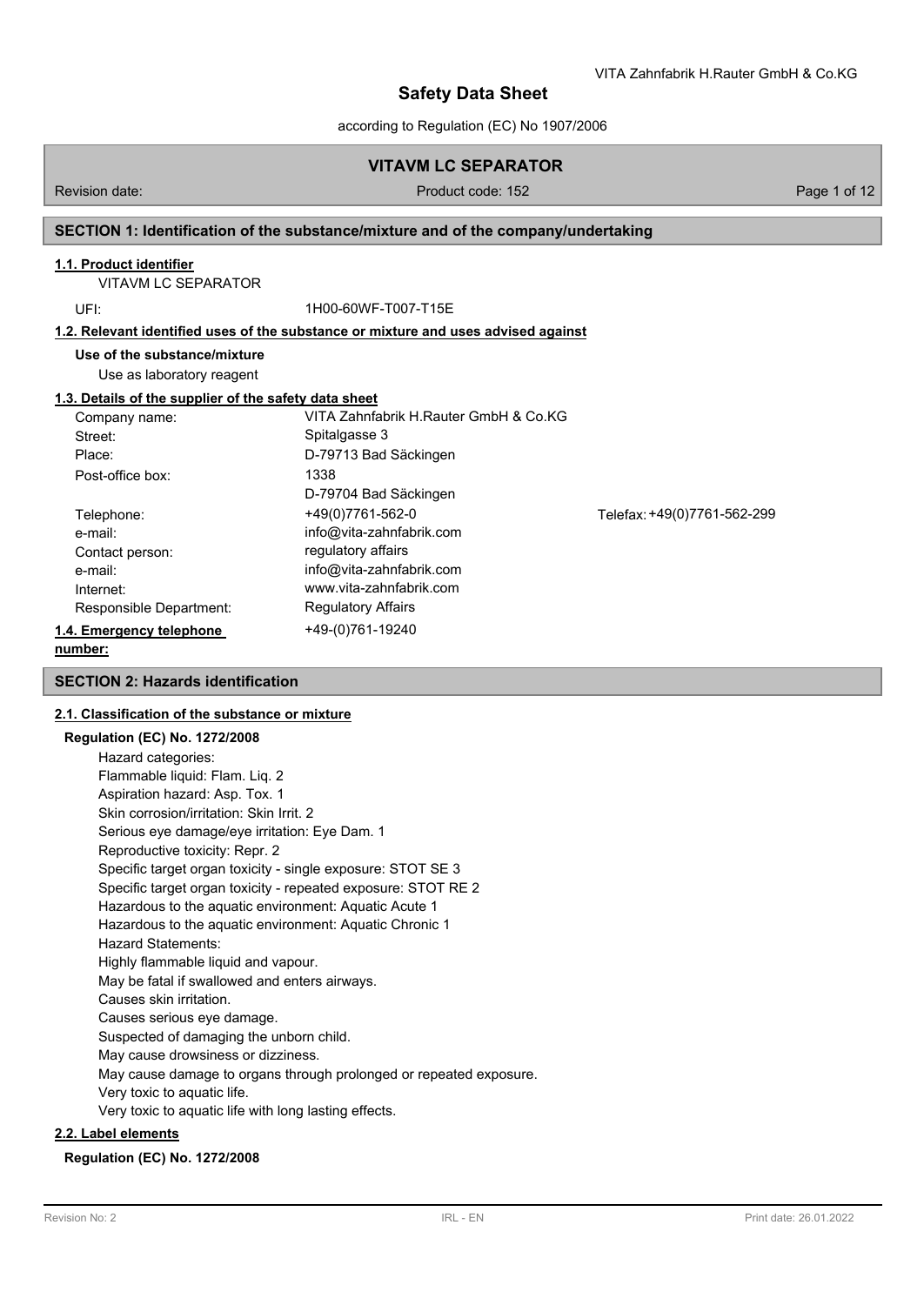# Safety Data Sheet

according to Regulation (EC) No 1907/2006

## VITAVM LC SEPARATOR

Revision date: | Product code: 152

## SECTION 1: Identification of the substance/mixture and of the company/undertaking

### 1.1. Product identifier

VITAVM LC SEPARATOR

UFI: 1H00-60WF-T007-T15E

### 1.2. Relevant identified uses of the substance or mixture and uses advised against

**Use of the substance/mixture**

Use as laboratory reagent

### 1.3. Details of the supplier of the safety data sheet

| | |
|---|---|
| Company name: | VITA Zahnfabrik H.Rauter GmbH & Co.KG |
| Street: | Spitalgasse 3 |
| Place: | D-79713 Bad Säckingen |
| Post-office box: | 1338<br>D-79704 Bad Säckingen |
| Telephone: | +49(0)7761-562-0 — Telefax: +49(0)7761-562-299 |
| e-mail: | info@vita-zahnfabrik.com |
| Contact person: | regulatory affairs |
| e-mail: | info@vita-zahnfabrik.com |
| Internet: | www.vita-zahnfabrik.com |
| Responsible Department: | Regulatory Affairs |

### 1.4. Emergency telephone number:

+49-(0)761-19240

## SECTION 2: Hazards identification

### 2.1. Classification of the substance or mixture

**Regulation (EC) No. 1272/2008**

Hazard categories:
Flammable liquid: Flam. Liq. 2
Aspiration hazard: Asp. Tox. 1
Skin corrosion/irritation: Skin Irrit. 2
Serious eye damage/eye irritation: Eye Dam. 1
Reproductive toxicity: Repr. 2
Specific target organ toxicity - single exposure: STOT SE 3
Specific target organ toxicity - repeated exposure: STOT RE 2
Hazardous to the aquatic environment: Aquatic Acute 1
Hazardous to the aquatic environment: Aquatic Chronic 1

Hazard Statements:
Highly flammable liquid and vapour.
May be fatal if swallowed and enters airways.
Causes skin irritation.
Causes serious eye damage.
Suspected of damaging the unborn child.
May cause drowsiness or dizziness.
May cause damage to organs through prolonged or repeated exposure.
Very toxic to aquatic life.
Very toxic to aquatic life with long lasting effects.

### 2.2. Label elements

**Regulation (EC) No. 1272/2008**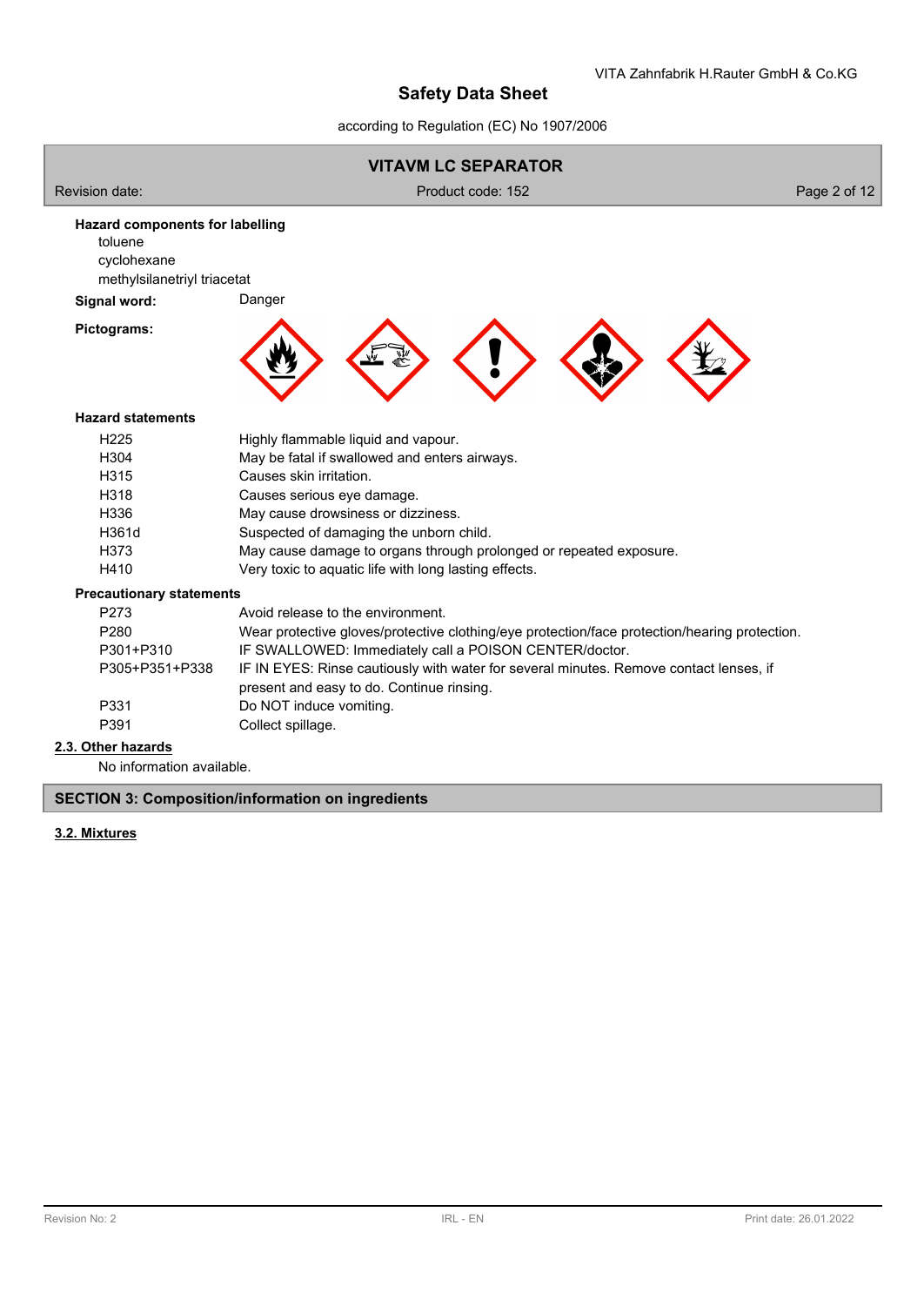**Hazard components for labelling**

toluene
cyclohexane
methylsilanetriyl triacetat

**Signal word:** Danger

**Pictograms:**

**Hazard statements**

| | |
|---|---|
| H225 | Highly flammable liquid and vapour. |
| H304 | May be fatal if swallowed and enters airways. |
| H315 | Causes skin irritation. |
| H318 | Causes serious eye damage. |
| H336 | May cause drowsiness or dizziness. |
| H361d | Suspected of damaging the unborn child. |
| H373 | May cause damage to organs through prolonged or repeated exposure. |
| H410 | Very toxic to aquatic life with long lasting effects. |

**Precautionary statements**

| | |
|---|---|
| P273 | Avoid release to the environment. |
| P280 | Wear protective gloves/protective clothing/eye protection/face protection/hearing protection. |
| P301+P310 | IF SWALLOWED: Immediately call a POISON CENTER/doctor. |
| P305+P351+P338 | IF IN EYES: Rinse cautiously with water for several minutes. Remove contact lenses, if present and easy to do. Continue rinsing. |
| P331 | Do NOT induce vomiting. |
| P391 | Collect spillage. |

### 2.3. Other hazards

No information available.

## SECTION 3: Composition/information on ingredients

### 3.2. Mixtures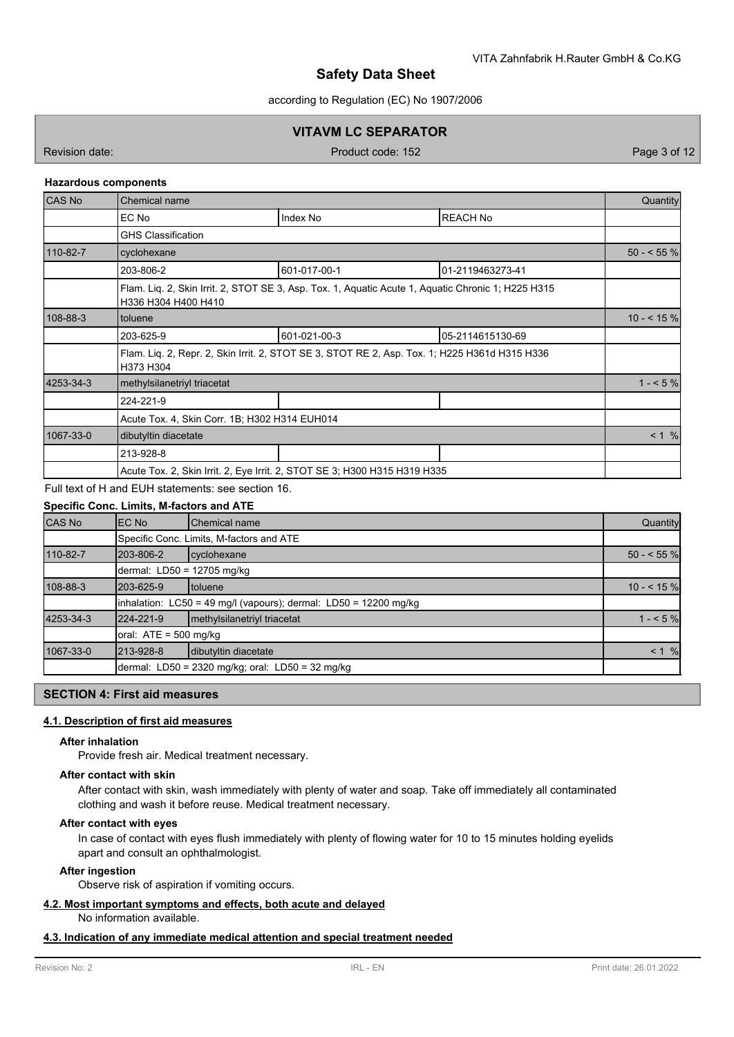**Hazardous components**

| CAS No | Chemical name | | | Quantity |
|---|---|---|---|---|
| | EC No | Index No | REACH No | |
| | GHS Classification | | | |
| 110-82-7 | cyclohexane | | | 50 - < 55 % |
| | 203-806-2 | 601-017-00-1 | 01-2119463273-41 | |
| | Flam. Liq. 2, Skin Irrit. 2, STOT SE 3, Asp. Tox. 1, Aquatic Acute 1, Aquatic Chronic 1; H225 H315 H336 H304 H400 H410 | | | |
| 108-88-3 | toluene | | | 10 - < 15 % |
| | 203-625-9 | 601-021-00-3 | 05-2114615130-69 | |
| | Flam. Liq. 2, Repr. 2, Skin Irrit. 2, STOT SE 3, STOT RE 2, Asp. Tox. 1; H225 H361d H315 H336 H373 H304 | | | |
| 4253-34-3 | methylsilanetriyl triacetat | | | 1 - < 5 % |
| | 224-221-9 | | | |
| | Acute Tox. 4, Skin Corr. 1B; H302 H314 EUH014 | | | |
| 1067-33-0 | dibutyltin diacetate | | | < 1 % |
| | 213-928-8 | | | |
| | Acute Tox. 2, Skin Irrit. 2, Eye Irrit. 2, STOT SE 3; H300 H315 H319 H335 | | | |

Full text of H and EUH statements: see section 16.

**Specific Conc. Limits, M-factors and ATE**

| CAS No | EC No | Chemical name | Quantity |
|---|---|---|---|
| | Specific Conc. Limits, M-factors and ATE | | |
| 110-82-7 | 203-806-2 | cyclohexane | 50 - < 55 % |
| | dermal: LD50 = 12705 mg/kg | | |
| 108-88-3 | 203-625-9 | toluene | 10 - < 15 % |
| | inhalation: LC50 = 49 mg/l (vapours); dermal: LD50 = 12200 mg/kg | | |
| 4253-34-3 | 224-221-9 | methylsilanetriyl triacetat | 1 - < 5 % |
| | oral: ATE = 500 mg/kg | | |
| 1067-33-0 | 213-928-8 | dibutyltin diacetate | < 1 % |
| | dermal: LD50 = 2320 mg/kg; oral: LD50 = 32 mg/kg | | |

## SECTION 4: First aid measures

### 4.1. Description of first aid measures

**After inhalation**

Provide fresh air. Medical treatment necessary.

**After contact with skin**

After contact with skin, wash immediately with plenty of water and soap. Take off immediately all contaminated clothing and wash it before reuse. Medical treatment necessary.

**After contact with eyes**

In case of contact with eyes flush immediately with plenty of flowing water for 10 to 15 minutes holding eyelids apart and consult an ophthalmologist.

**After ingestion**

Observe risk of aspiration if vomiting occurs.

### 4.2. Most important symptoms and effects, both acute and delayed

No information available.

### 4.3. Indication of any immediate medical attention and special treatment needed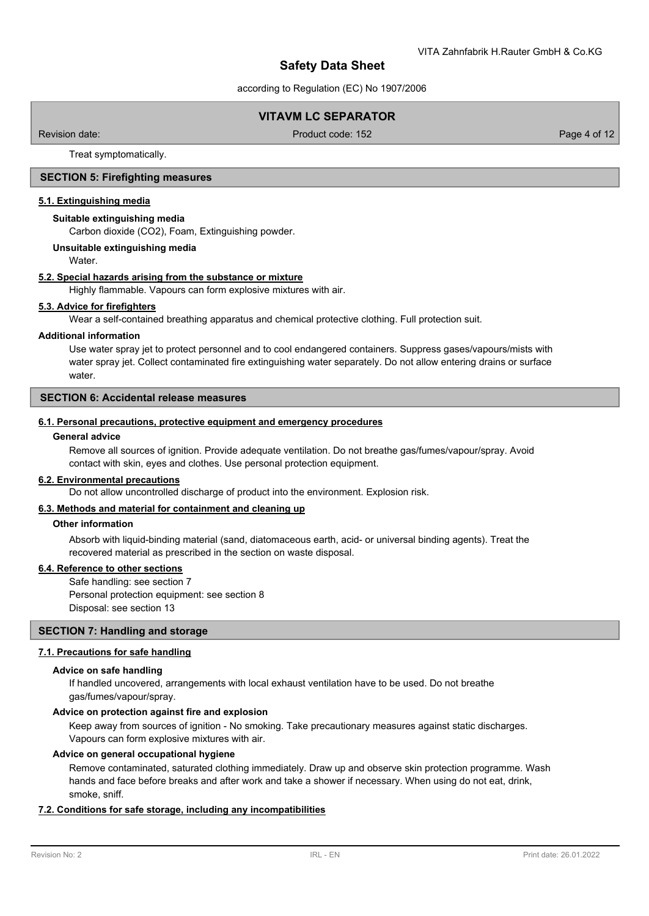Treat symptomatically.

## SECTION 5: Firefighting measures

### 5.1. Extinguishing media

**Suitable extinguishing media**

Carbon dioxide ($CO_2$), Foam, Extinguishing powder.

**Unsuitable extinguishing media**

Water.

### 5.2. Special hazards arising from the substance or mixture

Highly flammable. Vapours can form explosive mixtures with air.

### 5.3. Advice for firefighters

Wear a self-contained breathing apparatus and chemical protective clothing. Full protection suit.

**Additional information**

Use water spray jet to protect personnel and to cool endangered containers. Suppress gases/vapours/mists with water spray jet. Collect contaminated fire extinguishing water separately. Do not allow entering drains or surface water.

## SECTION 6: Accidental release measures

### 6.1. Personal precautions, protective equipment and emergency procedures

**General advice**

Remove all sources of ignition. Provide adequate ventilation. Do not breathe gas/fumes/vapour/spray. Avoid contact with skin, eyes and clothes. Use personal protection equipment.

### 6.2. Environmental precautions

Do not allow uncontrolled discharge of product into the environment. Explosion risk.

### 6.3. Methods and material for containment and cleaning up

**Other information**

Absorb with liquid-binding material (sand, diatomaceous earth, acid- or universal binding agents). Treat the recovered material as prescribed in the section on waste disposal.

### 6.4. Reference to other sections

Safe handling: see section 7
Personal protection equipment: see section 8
Disposal: see section 13

## SECTION 7: Handling and storage

### 7.1. Precautions for safe handling

**Advice on safe handling**

If handled uncovered, arrangements with local exhaust ventilation have to be used. Do not breathe gas/fumes/vapour/spray.

**Advice on protection against fire and explosion**

Keep away from sources of ignition - No smoking. Take precautionary measures against static discharges. Vapours can form explosive mixtures with air.

**Advice on general occupational hygiene**

Remove contaminated, saturated clothing immediately. Draw up and observe skin protection programme. Wash hands and face before breaks and after work and take a shower if necessary. When using do not eat, drink, smoke, sniff.

### 7.2. Conditions for safe storage, including any incompatibilities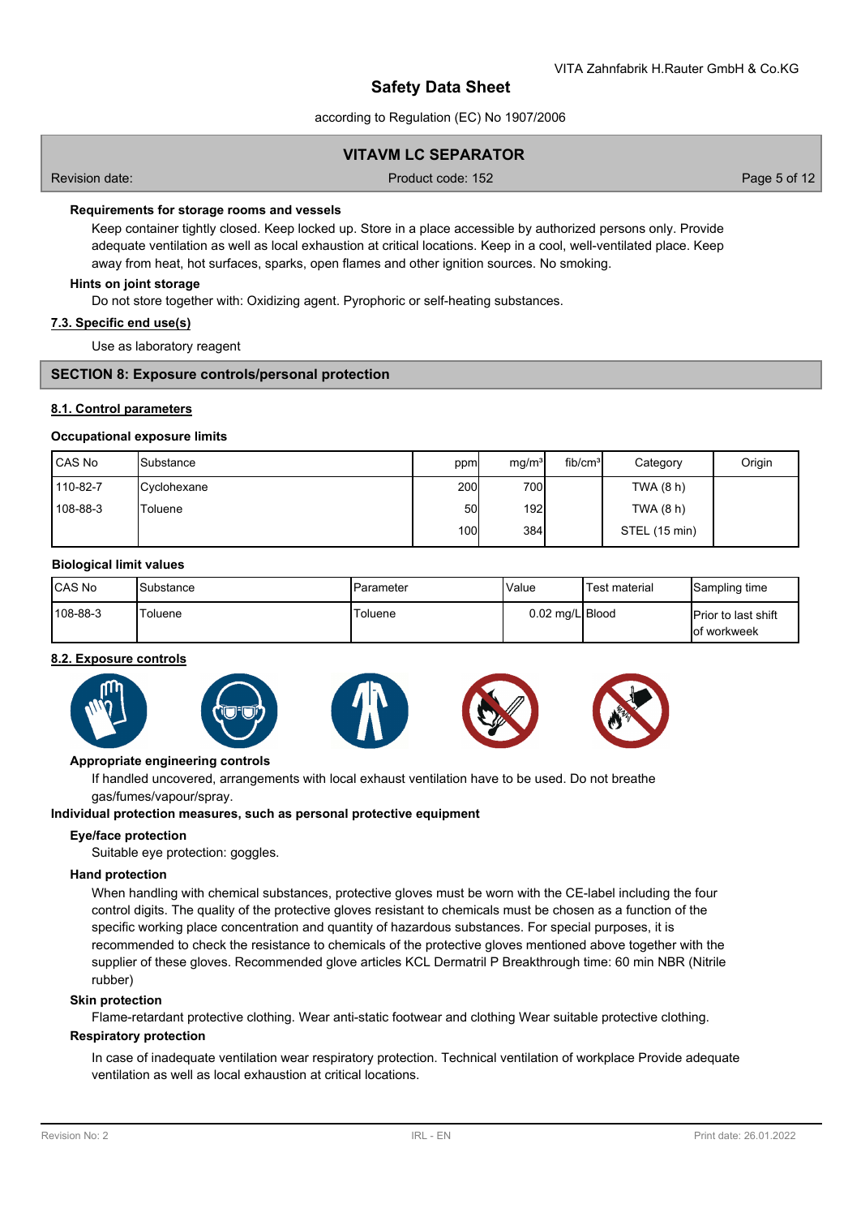**Requirements for storage rooms and vessels**

Keep container tightly closed. Keep locked up. Store in a place accessible by authorized persons only. Provide adequate ventilation as well as local exhaustion at critical locations. Keep in a cool, well-ventilated place. Keep away from heat, hot surfaces, sparks, open flames and other ignition sources. No smoking.

**Hints on joint storage**

Do not store together with: Oxidizing agent. Pyrophoric or self-heating substances.

### 7.3. Specific end use(s)

Use as laboratory reagent

## SECTION 8: Exposure controls/personal protection

### 8.1. Control parameters

**Occupational exposure limits**

| CAS No | Substance | ppm | mg/m³ | fib/cm³ | Category | Origin |
|---|---|---|---|---|---|---|
| 110-82-7 | Cyclohexane | 200 | 700 | | TWA (8 h) | |
| 108-88-3 | Toluene | 50 | 192 | | TWA (8 h) | |
| | | 100 | 384 | | STEL (15 min) | |

**Biological limit values**

| CAS No | Substance | Parameter | Value | Test material | Sampling time |
|---|---|---|---|---|---|
| 108-88-3 | Toluene | Toluene | 0.02 mg/L | Blood | Prior to last shift of workweek |

### 8.2. Exposure controls

**Appropriate engineering controls**

If handled uncovered, arrangements with local exhaust ventilation have to be used. Do not breathe gas/fumes/vapour/spray.

**Individual protection measures, such as personal protective equipment**

**Eye/face protection**

Suitable eye protection: goggles.

**Hand protection**

When handling with chemical substances, protective gloves must be worn with the CE-label including the four control digits. The quality of the protective gloves resistant to chemicals must be chosen as a function of the specific working place concentration and quantity of hazardous substances. For special purposes, it is recommended to check the resistance to chemicals of the protective gloves mentioned above together with the supplier of these gloves. Recommended glove articles KCL Dermatril P Breakthrough time: 60 min NBR (Nitrile rubber)

**Skin protection**

Flame-retardant protective clothing. Wear anti-static footwear and clothing Wear suitable protective clothing.

**Respiratory protection**

In case of inadequate ventilation wear respiratory protection. Technical ventilation of workplace Provide adequate ventilation as well as local exhaustion at critical locations.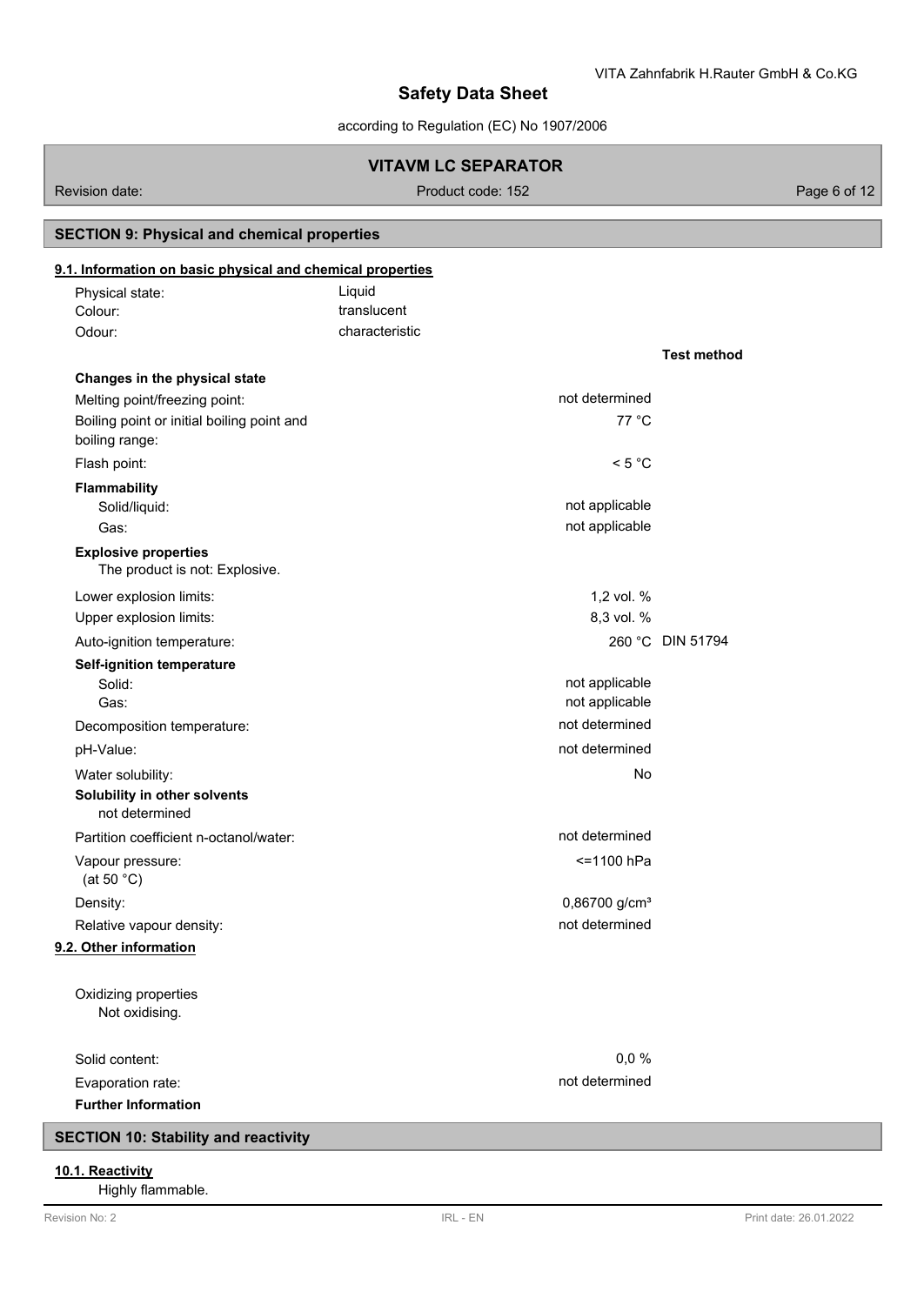## SECTION 9: Physical and chemical properties

### 9.1. Information on basic physical and chemical properties

| | | |
|---|---|---|
| Physical state: | Liquid | |
| Colour: | translucent | |
| Odour: | characteristic | |

| | | Test method |
|---|---|---|
| **Changes in the physical state** | | |
| Melting point/freezing point: | not determined | |
| Boiling point or initial boiling point and boiling range: | 77 °C | |
| Flash point: | < 5 °C | |
| **Flammability** | | |
| Solid/liquid: | not applicable | |
| Gas: | not applicable | |
| **Explosive properties**<br>The product is not: Explosive. | | |
| Lower explosion limits: | 1,2 vol. % | |
| Upper explosion limits: | 8,3 vol. % | |
| Auto-ignition temperature: | 260 °C | DIN 51794 |
| **Self-ignition temperature** | | |
| Solid: | not applicable | |
| Gas: | not applicable | |
| Decomposition temperature: | not determined | |
| pH-Value: | not determined | |
| Water solubility: | No | |
| **Solubility in other solvents**<br>not determined | | |
| Partition coefficient n-octanol/water: | not determined | |
| Vapour pressure:<br>(at 50 °C) | <=1100 hPa | |
| Density: | 0,86700 g/cm³ | |
| Relative vapour density: | not determined | |

### 9.2. Other information

Oxidizing properties
Not oxidising.

| | |
|---|---|
| Solid content: | 0,0 % |
| Evaporation rate: | not determined |

**Further Information**

## SECTION 10: Stability and reactivity

### 10.1. Reactivity

Highly flammable.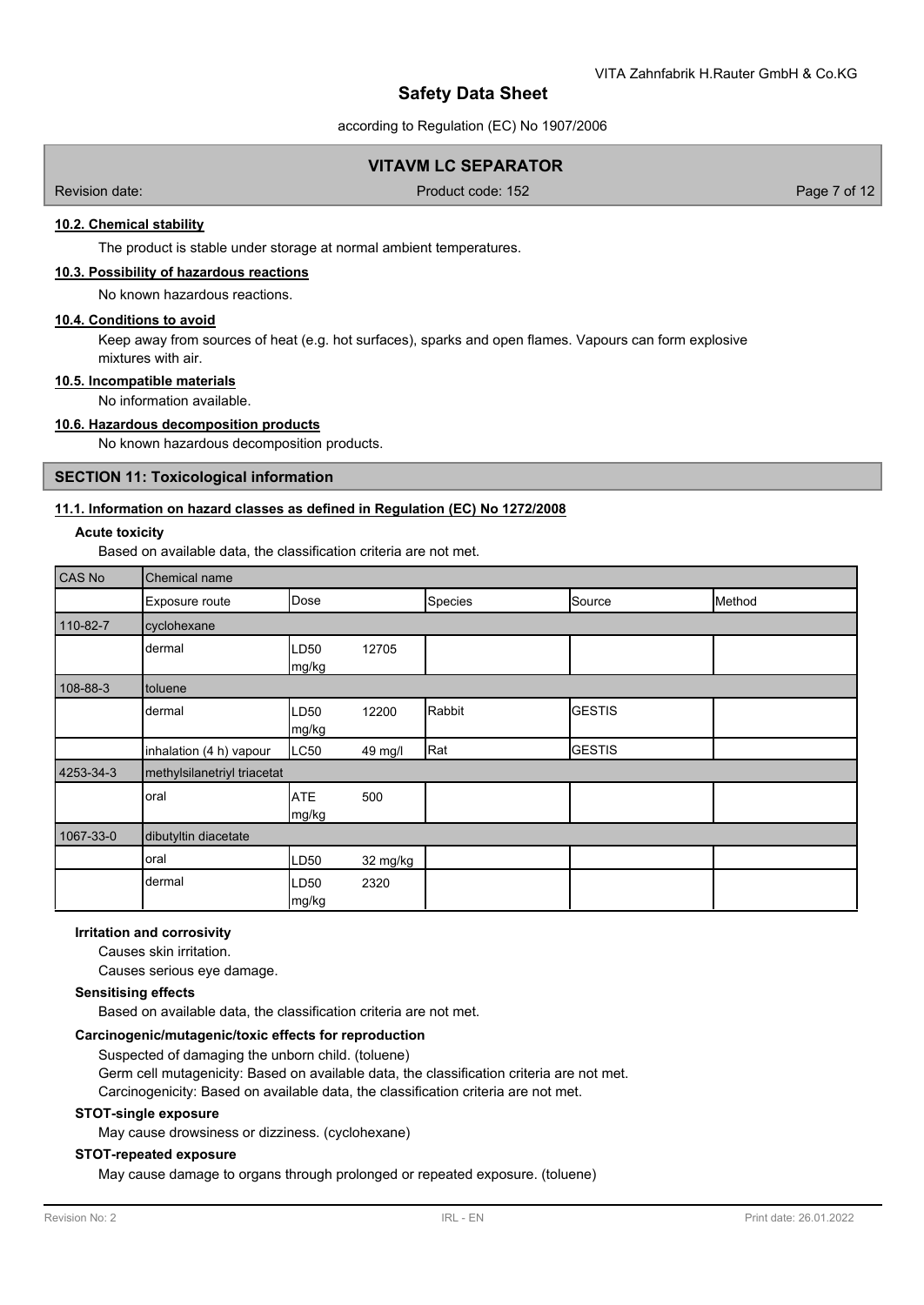## 10.2. Chemical stability

The product is stable under storage at normal ambient temperatures.

## 10.3. Possibility of hazardous reactions

No known hazardous reactions.

## 10.4. Conditions to avoid

Keep away from sources of heat (e.g. hot surfaces), sparks and open flames. Vapours can form explosive mixtures with air.

## 10.5. Incompatible materials

No information available.

## 10.6. Hazardous decomposition products

No known hazardous decomposition products.

# SECTION 11: Toxicological information

## 11.1. Information on hazard classes as defined in Regulation (EC) No 1272/2008

### Acute toxicity

Based on available data, the classification criteria are not met.

| CAS No | Chemical name | | | | | |
|---|---|---|---|---|---|---|
| | Exposure route | Dose | | Species | Source | Method |
| 110-82-7 | cyclohexane | | | | | |
| | dermal | LD50 mg/kg | 12705 | | | |
| 108-88-3 | toluene | | | | | |
| | dermal | LD50 mg/kg | 12200 | Rabbit | GESTIS | |
| | inhalation (4 h) vapour | LC50 | 49 mg/l | Rat | GESTIS | |
| 4253-34-3 | methylsilanetriyl triacetat | | | | | |
| | oral | ATE mg/kg | 500 | | | |
| 1067-33-0 | dibutyltin diacetate | | | | | |
| | oral | LD50 | 32 mg/kg | | | |
| | dermal | LD50 mg/kg | 2320 | | | |

### Irritation and corrosivity

Causes skin irritation.

Causes serious eye damage.

### Sensitising effects

Based on available data, the classification criteria are not met.

### Carcinogenic/mutagenic/toxic effects for reproduction

Suspected of damaging the unborn child. (toluene)

Germ cell mutagenicity: Based on available data, the classification criteria are not met.

Carcinogenicity: Based on available data, the classification criteria are not met.

### STOT-single exposure

May cause drowsiness or dizziness. (cyclohexane)

### STOT-repeated exposure

May cause damage to organs through prolonged or repeated exposure. (toluene)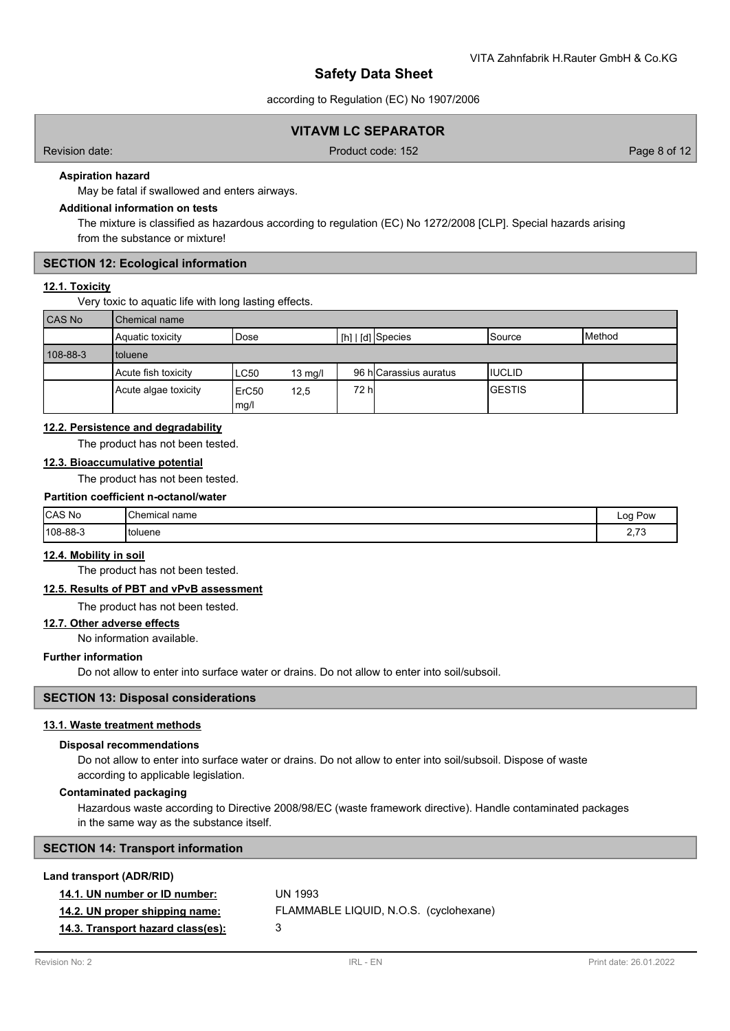**Aspiration hazard**

May be fatal if swallowed and enters airways.

**Additional information on tests**

The mixture is classified as hazardous according to regulation (EC) No 1272/2008 [CLP]. Special hazards arising from the substance or mixture!

## SECTION 12: Ecological information

### 12.1. Toxicity

Very toxic to aquatic life with long lasting effects.

| CAS No | Chemical name | | | | | | |
|---|---|---|---|---|---|---|---|
| | Aquatic toxicity | Dose | | [h] \| [d] | Species | Source | Method |
| 108-88-3 | toluene | | | | | | |
| | Acute fish toxicity | LC50 | 13 mg/l | 96 h | Carassius auratus | IUCLID | |
| | Acute algae toxicity | ErC50 mg/l | 12,5 | 72 h | | GESTIS | |

### 12.2. Persistence and degradability

The product has not been tested.

### 12.3. Bioaccumulative potential

The product has not been tested.

**Partition coefficient n-octanol/water**

| CAS No | Chemical name | Log Pow |
|---|---|---|
| 108-88-3 | toluene | 2,73 |

### 12.4. Mobility in soil

The product has not been tested.

### 12.5. Results of PBT and vPvB assessment

The product has not been tested.

### 12.7. Other adverse effects

No information available.

**Further information**

Do not allow to enter into surface water or drains. Do not allow to enter into soil/subsoil.

## SECTION 13: Disposal considerations

### 13.1. Waste treatment methods

**Disposal recommendations**

Do not allow to enter into surface water or drains. Do not allow to enter into soil/subsoil. Dispose of waste according to applicable legislation.

**Contaminated packaging**

Hazardous waste according to Directive 2008/98/EC (waste framework directive). Handle contaminated packages in the same way as the substance itself.

## SECTION 14: Transport information

**Land transport (ADR/RID)**

**14.1. UN number or ID number:** UN 1993

**14.2. UN proper shipping name:** FLAMMABLE LIQUID, N.O.S. (cyclohexane)

**14.3. Transport hazard class(es):** 3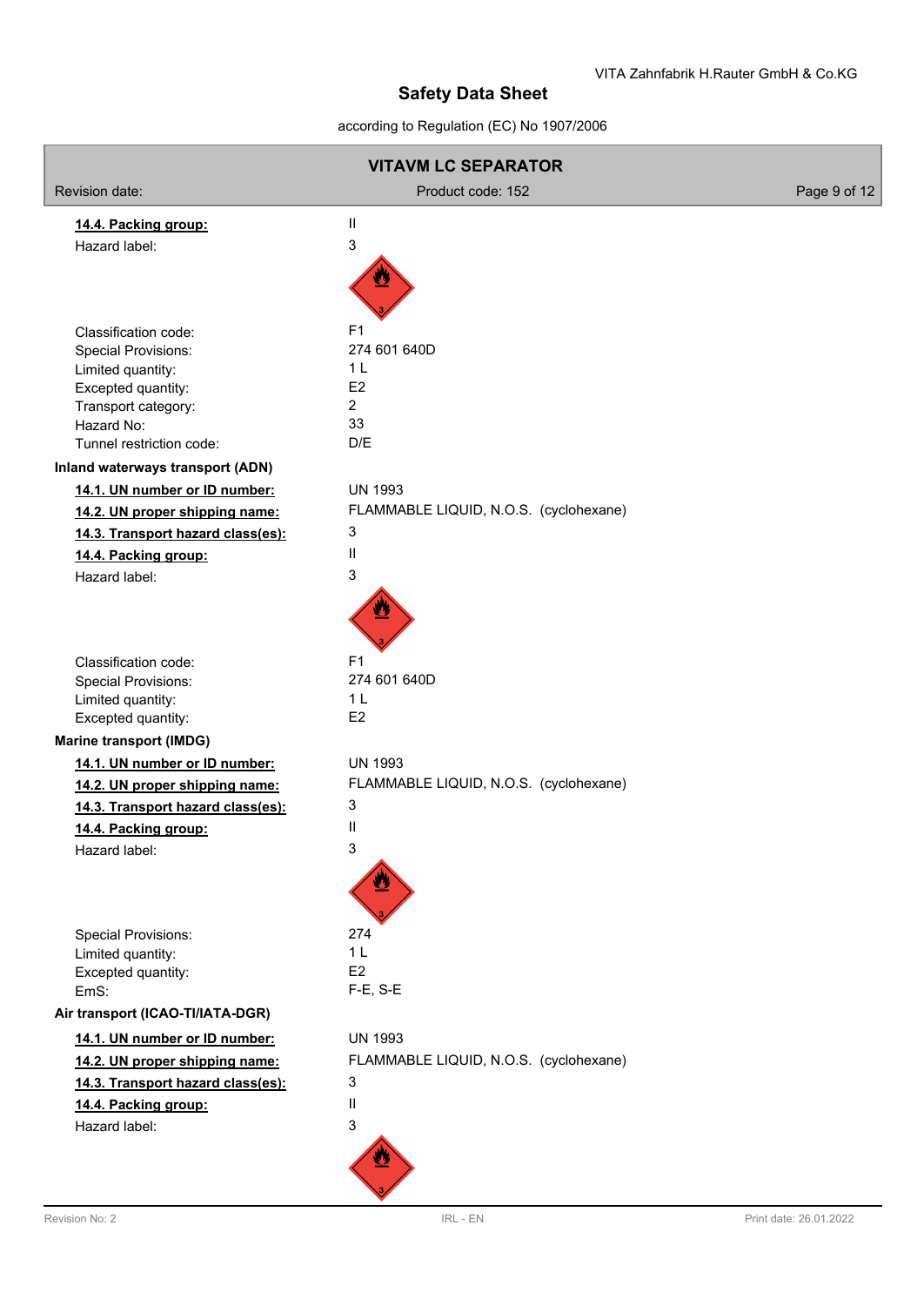**14.4. Packing group:** II

Hazard label: 3

Classification code: F1

Special Provisions: 274 601 640D

Limited quantity: 1 L

Excepted quantity: E2

Transport category: 2

Hazard No: 33

Tunnel restriction code: D/E

**Inland waterways transport (ADN)**

**14.1. UN number or ID number:** UN 1993

**14.2. UN proper shipping name:** FLAMMABLE LIQUID, N.O.S. (cyclohexane)

**14.3. Transport hazard class(es):** 3

**14.4. Packing group:** II

Hazard label: 3

Classification code: F1

Special Provisions: 274 601 640D

Limited quantity: 1 L

Excepted quantity: E2

**Marine transport (IMDG)**

**14.1. UN number or ID number:** UN 1993

**14.2. UN proper shipping name:** FLAMMABLE LIQUID, N.O.S. (cyclohexane)

**14.3. Transport hazard class(es):** 3

**14.4. Packing group:** II

Hazard label: 3

Special Provisions: 274

Limited quantity: 1 L

Excepted quantity: E2

EmS: F-E, S-E

**Air transport (ICAO-TI/IATA-DGR)**

**14.1. UN number or ID number:** UN 1993

**14.2. UN proper shipping name:** FLAMMABLE LIQUID, N.O.S. (cyclohexane)

**14.3. Transport hazard class(es):** 3

**14.4. Packing group:** II

Hazard label: 3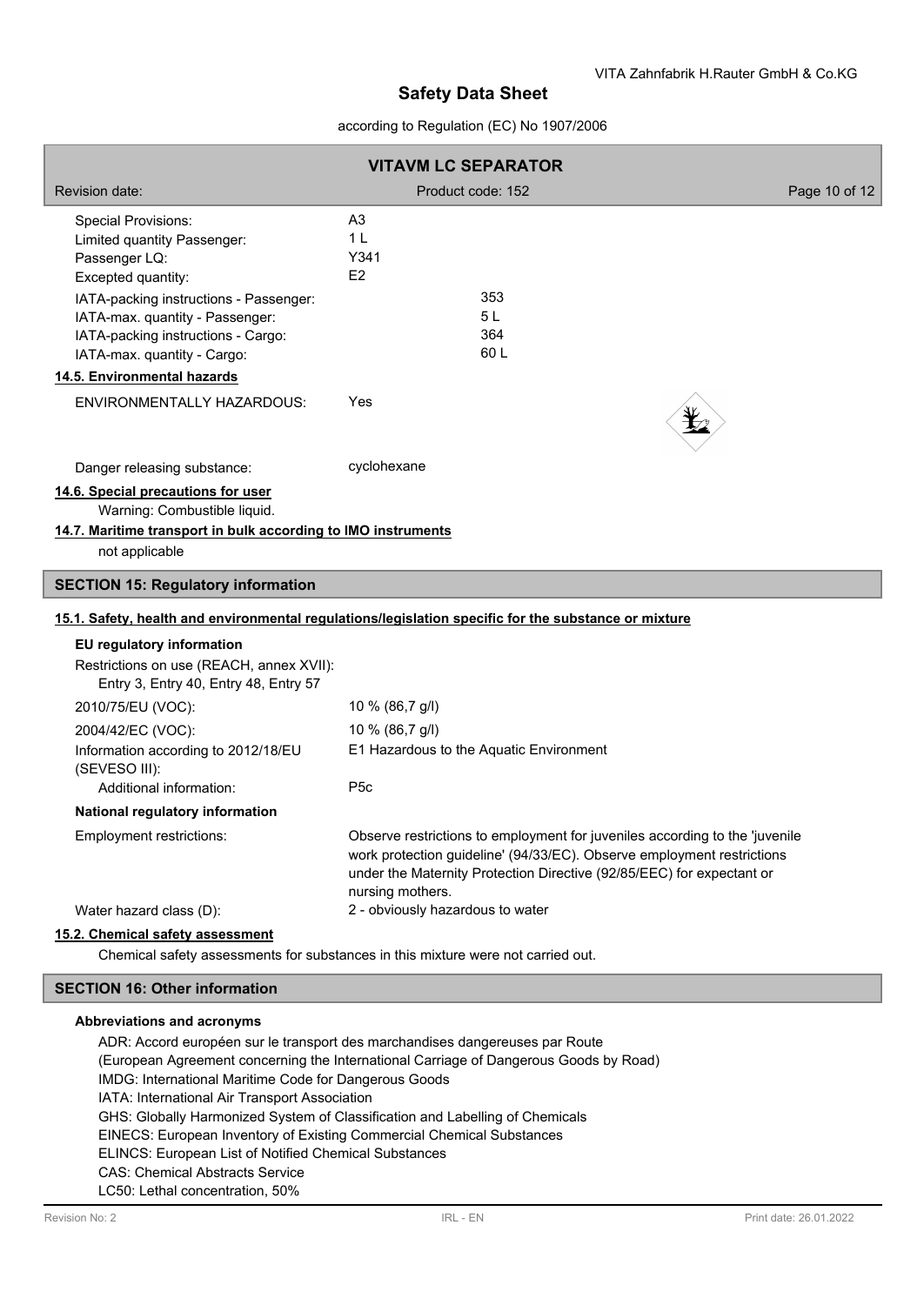| | |
|---|---|
| Special Provisions: | A3 |
| Limited quantity Passenger: | 1 L |
| Passenger LQ: | Y341 |
| Excepted quantity: | E2 |
| IATA-packing instructions - Passenger: | 353 |
| IATA-max. quantity - Passenger: | 5 L |
| IATA-packing instructions - Cargo: | 364 |
| IATA-max. quantity - Cargo: | 60 L |

**14.5. Environmental hazards**

ENVIRONMENTALLY HAZARDOUS: Yes

Danger releasing substance: cyclohexane

**14.6. Special precautions for user**

Warning: Combustible liquid.

**14.7. Maritime transport in bulk according to IMO instruments**

not applicable

## SECTION 15: Regulatory information

**15.1. Safety, health and environmental regulations/legislation specific for the substance or mixture**

### EU regulatory information

Restrictions on use (REACH, annex XVII):
Entry 3, Entry 40, Entry 48, Entry 57

| | |
|---|---|
| 2010/75/EU (VOC): | 10 % (86,7 g/l) |
| 2004/42/EC (VOC): | 10 % (86,7 g/l) |
| Information according to 2012/18/EU (SEVESO III): | E1 Hazardous to the Aquatic Environment |
| Additional information: | P5c |

### National regulatory information

| | |
|---|---|
| Employment restrictions: | Observe restrictions to employment for juveniles according to the 'juvenile work protection guideline' (94/33/EC). Observe employment restrictions under the Maternity Protection Directive (92/85/EEC) for expectant or nursing mothers. |
| Water hazard class (D): | 2 - obviously hazardous to water |

**15.2. Chemical safety assessment**

Chemical safety assessments for substances in this mixture were not carried out.

## SECTION 16: Other information

### Abbreviations and acronyms

ADR: Accord européen sur le transport des marchandises dangereuses par Route
(European Agreement concerning the International Carriage of Dangerous Goods by Road)
IMDG: International Maritime Code for Dangerous Goods
IATA: International Air Transport Association
GHS: Globally Harmonized System of Classification and Labelling of Chemicals
EINECS: European Inventory of Existing Commercial Chemical Substances
ELINCS: European List of Notified Chemical Substances
CAS: Chemical Abstracts Service
LC50: Lethal concentration, 50%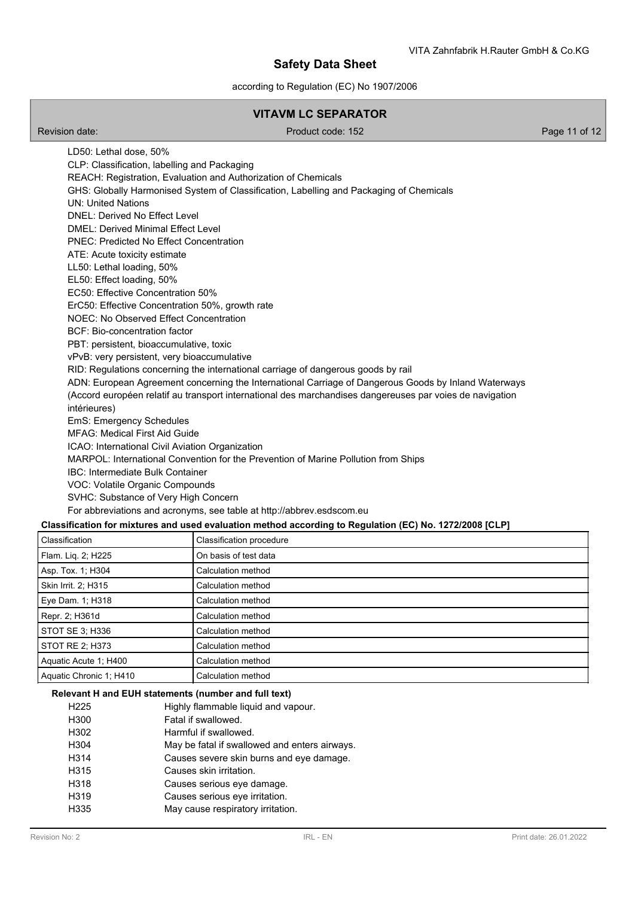LD50: Lethal dose, 50%
CLP: Classification, labelling and Packaging
REACH: Registration, Evaluation and Authorization of Chemicals
GHS: Globally Harmonised System of Classification, Labelling and Packaging of Chemicals
UN: United Nations
DNEL: Derived No Effect Level
DMEL: Derived Minimal Effect Level
PNEC: Predicted No Effect Concentration
ATE: Acute toxicity estimate
LL50: Lethal loading, 50%
EL50: Effect loading, 50%
EC50: Effective Concentration 50%
ErC50: Effective Concentration 50%, growth rate
NOEC: No Observed Effect Concentration
BCF: Bio-concentration factor
PBT: persistent, bioaccumulative, toxic
vPvB: very persistent, very bioaccumulative
RID: Regulations concerning the international carriage of dangerous goods by rail
ADN: European Agreement concerning the International Carriage of Dangerous Goods by Inland Waterways (Accord européen relatif au transport international des marchandises dangereuses par voies de navigation intérieures)
EmS: Emergency Schedules
MFAG: Medical First Aid Guide
ICAO: International Civil Aviation Organization
MARPOL: International Convention for the Prevention of Marine Pollution from Ships
IBC: Intermediate Bulk Container
VOC: Volatile Organic Compounds
SVHC: Substance of Very High Concern
For abbreviations and acronyms, see table at http://abbrev.esdscom.eu

**Classification for mixtures and used evaluation method according to Regulation (EC) No. 1272/2008 [CLP]**

| Classification | Classification procedure |
|---|---|
| Flam. Liq. 2; H225 | On basis of test data |
| Asp. Tox. 1; H304 | Calculation method |
| Skin Irrit. 2; H315 | Calculation method |
| Eye Dam. 1; H318 | Calculation method |
| Repr. 2; H361d | Calculation method |
| STOT SE 3; H336 | Calculation method |
| STOT RE 2; H373 | Calculation method |
| Aquatic Acute 1; H400 | Calculation method |
| Aquatic Chronic 1; H410 | Calculation method |

**Relevant H and EUH statements (number and full text)**

| | |
|---|---|
| H225 | Highly flammable liquid and vapour. |
| H300 | Fatal if swallowed. |
| H302 | Harmful if swallowed. |
| H304 | May be fatal if swallowed and enters airways. |
| H314 | Causes severe skin burns and eye damage. |
| H315 | Causes skin irritation. |
| H318 | Causes serious eye damage. |
| H319 | Causes serious eye irritation. |
| H335 | May cause respiratory irritation. |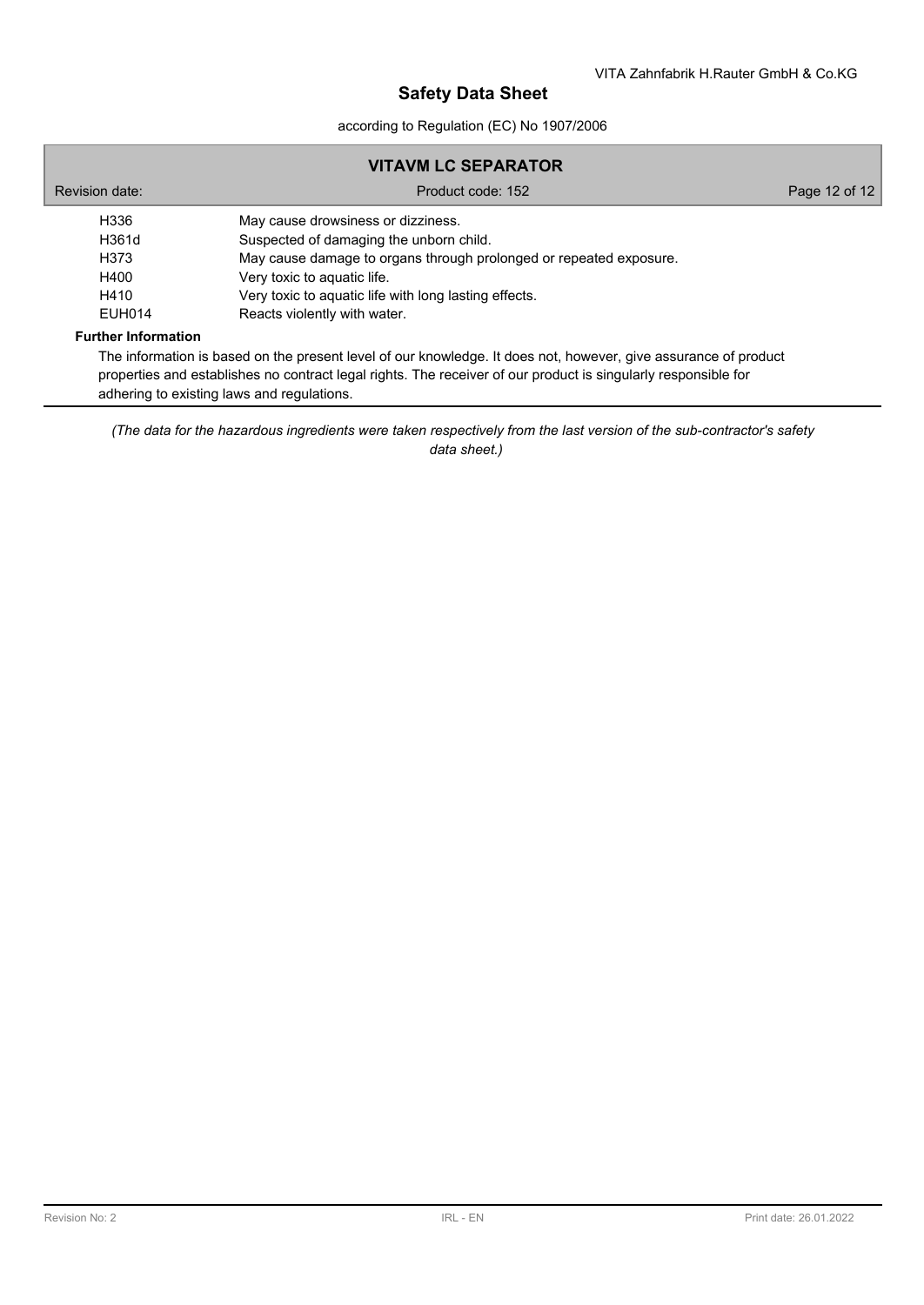| | |
|---|---|
| H336 | May cause drowsiness or dizziness. |
| H361d | Suspected of damaging the unborn child. |
| H373 | May cause damage to organs through prolonged or repeated exposure. |
| H400 | Very toxic to aquatic life. |
| H410 | Very toxic to aquatic life with long lasting effects. |
| EUH014 | Reacts violently with water. |

**Further Information**

The information is based on the present level of our knowledge. It does not, however, give assurance of product properties and establishes no contract legal rights. The receiver of our product is singularly responsible for adhering to existing laws and regulations.

*(The data for the hazardous ingredients were taken respectively from the last version of the sub-contractor's safety data sheet.)*